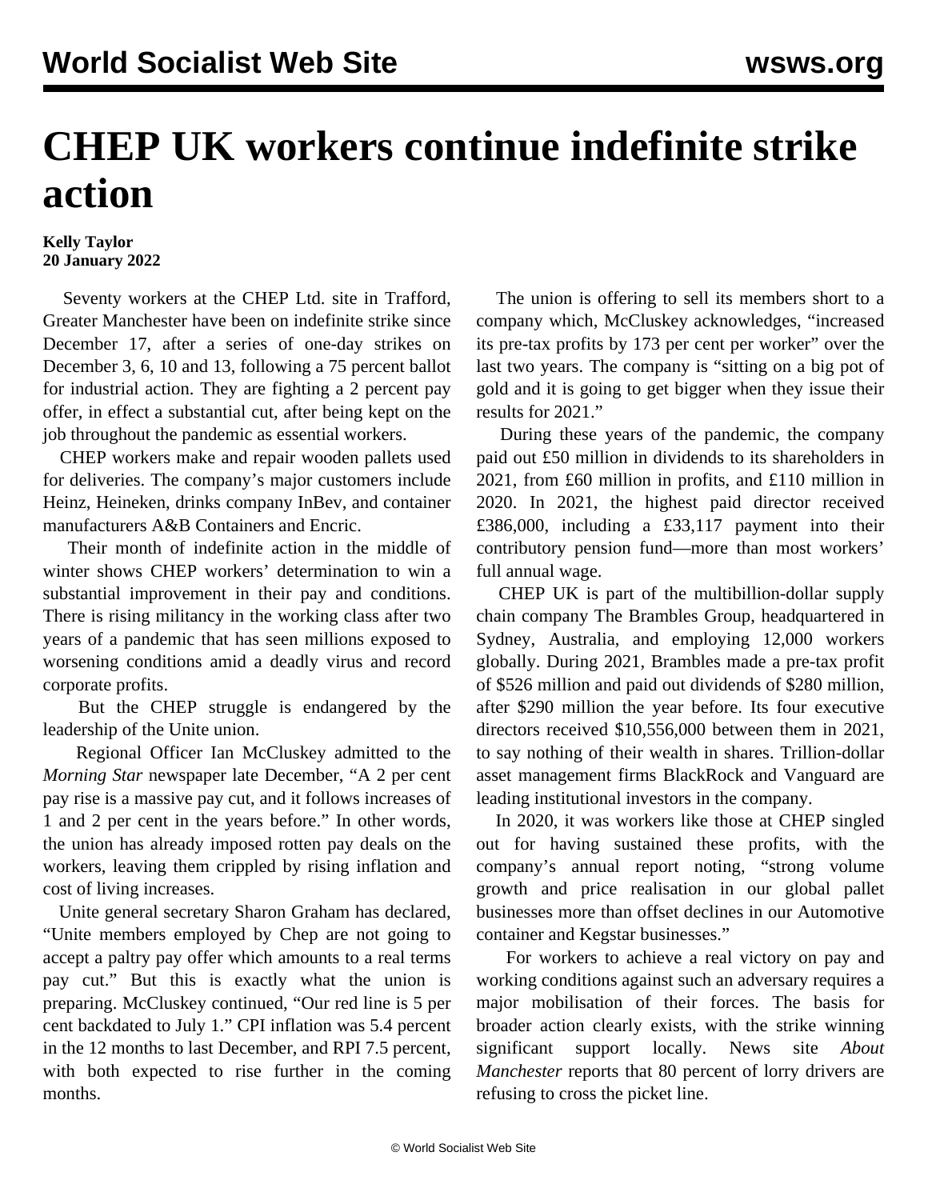# CHEP UK workers continue indefinite strike action

**Kelly Taylor**
**20 January 2022**

Seventy workers at the CHEP Ltd. site in Trafford, Greater Manchester have been on indefinite strike since December 17, after a series of one-day strikes on December 3, 6, 10 and 13, following a 75 percent ballot for industrial action. They are fighting a 2 percent pay offer, in effect a substantial cut, after being kept on the job throughout the pandemic as essential workers.

CHEP workers make and repair wooden pallets used for deliveries. The company's major customers include Heinz, Heineken, drinks company InBev, and container manufacturers A&B Containers and Encric.

Their month of indefinite action in the middle of winter shows CHEP workers' determination to win a substantial improvement in their pay and conditions. There is rising militancy in the working class after two years of a pandemic that has seen millions exposed to worsening conditions amid a deadly virus and record corporate profits.

But the CHEP struggle is endangered by the leadership of the Unite union.

Regional Officer Ian McCluskey admitted to the *Morning Star* newspaper late December, "A 2 per cent pay rise is a massive pay cut, and it follows increases of 1 and 2 per cent in the years before." In other words, the union has already imposed rotten pay deals on the workers, leaving them crippled by rising inflation and cost of living increases.

Unite general secretary Sharon Graham has declared, "Unite members employed by Chep are not going to accept a paltry pay offer which amounts to a real terms pay cut." But this is exactly what the union is preparing. McCluskey continued, "Our red line is 5 per cent backdated to July 1." CPI inflation was 5.4 percent in the 12 months to last December, and RPI 7.5 percent, with both expected to rise further in the coming months.

The union is offering to sell its members short to a company which, McCluskey acknowledges, "increased its pre-tax profits by 173 per cent per worker" over the last two years. The company is "sitting on a big pot of gold and it is going to get bigger when they issue their results for 2021."

During these years of the pandemic, the company paid out £50 million in dividends to its shareholders in 2021, from £60 million in profits, and £110 million in 2020. In 2021, the highest paid director received £386,000, including a £33,117 payment into their contributory pension fund—more than most workers' full annual wage.

CHEP UK is part of the multibillion-dollar supply chain company The Brambles Group, headquartered in Sydney, Australia, and employing 12,000 workers globally. During 2021, Brambles made a pre-tax profit of $526 million and paid out dividends of $280 million, after $290 million the year before. Its four executive directors received $10,556,000 between them in 2021, to say nothing of their wealth in shares. Trillion-dollar asset management firms BlackRock and Vanguard are leading institutional investors in the company.

In 2020, it was workers like those at CHEP singled out for having sustained these profits, with the company's annual report noting, "strong volume growth and price realisation in our global pallet businesses more than offset declines in our Automotive container and Kegstar businesses."

For workers to achieve a real victory on pay and working conditions against such an adversary requires a major mobilisation of their forces. The basis for broader action clearly exists, with the strike winning significant support locally. News site *About Manchester* reports that 80 percent of lorry drivers are refusing to cross the picket line.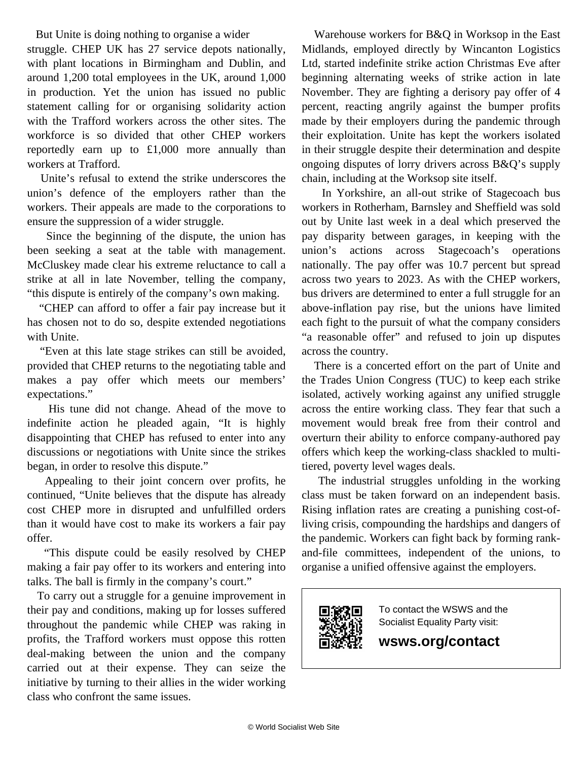But Unite is doing nothing to organise a wider struggle. CHEP UK has 27 service depots nationally, with plant locations in Birmingham and Dublin, and around 1,200 total employees in the UK, around 1,000 in production. Yet the union has issued no public statement calling for or organising solidarity action with the Trafford workers across the other sites. The workforce is so divided that other CHEP workers reportedly earn up to £1,000 more annually than workers at Trafford.

Unite's refusal to extend the strike underscores the union's defence of the employers rather than the workers. Their appeals are made to the corporations to ensure the suppression of a wider struggle.

Since the beginning of the dispute, the union has been seeking a seat at the table with management. McCluskey made clear his extreme reluctance to call a strike at all in late November, telling the company, "this dispute is entirely of the company's own making.

"CHEP can afford to offer a fair pay increase but it has chosen not to do so, despite extended negotiations with Unite.

"Even at this late stage strikes can still be avoided, provided that CHEP returns to the negotiating table and makes a pay offer which meets our members' expectations."

His tune did not change. Ahead of the move to indefinite action he pleaded again, "It is highly disappointing that CHEP has refused to enter into any discussions or negotiations with Unite since the strikes began, in order to resolve this dispute."

Appealing to their joint concern over profits, he continued, "Unite believes that the dispute has already cost CHEP more in disrupted and unfulfilled orders than it would have cost to make its workers a fair pay offer.

"This dispute could be easily resolved by CHEP making a fair pay offer to its workers and entering into talks. The ball is firmly in the company's court."

To carry out a struggle for a genuine improvement in their pay and conditions, making up for losses suffered throughout the pandemic while CHEP was raking in profits, the Trafford workers must oppose this rotten deal-making between the union and the company carried out at their expense. They can seize the initiative by turning to their allies in the wider working class who confront the same issues.

Warehouse workers for B&Q in Worksop in the East Midlands, employed directly by Wincanton Logistics Ltd, started indefinite strike action Christmas Eve after beginning alternating weeks of strike action in late November. They are fighting a derisory pay offer of 4 percent, reacting angrily against the bumper profits made by their employers during the pandemic through their exploitation. Unite has kept the workers isolated in their struggle despite their determination and despite ongoing disputes of lorry drivers across B&Q's supply chain, including at the Worksop site itself.

In Yorkshire, an all-out strike of Stagecoach bus workers in Rotherham, Barnsley and Sheffield was sold out by Unite last week in a deal which preserved the pay disparity between garages, in keeping with the union's actions across Stagecoach's operations nationally. The pay offer was 10.7 percent but spread across two years to 2023. As with the CHEP workers, bus drivers are determined to enter a full struggle for an above-inflation pay rise, but the unions have limited each fight to the pursuit of what the company considers "a reasonable offer" and refused to join up disputes across the country.

There is a concerted effort on the part of Unite and the Trades Union Congress (TUC) to keep each strike isolated, actively working against any unified struggle across the entire working class. They fear that such a movement would break free from their control and overturn their ability to enforce company-authored pay offers which keep the working-class shackled to multi-tiered, poverty level wages deals.

The industrial struggles unfolding in the working class must be taken forward on an independent basis. Rising inflation rates are creating a punishing cost-of-living crisis, compounding the hardships and dangers of the pandemic. Workers can fight back by forming rank-and-file committees, independent of the unions, to organise a unified offensive against the employers.

To contact the WSWS and the Socialist Equality Party visit:

**wsws.org/contact**